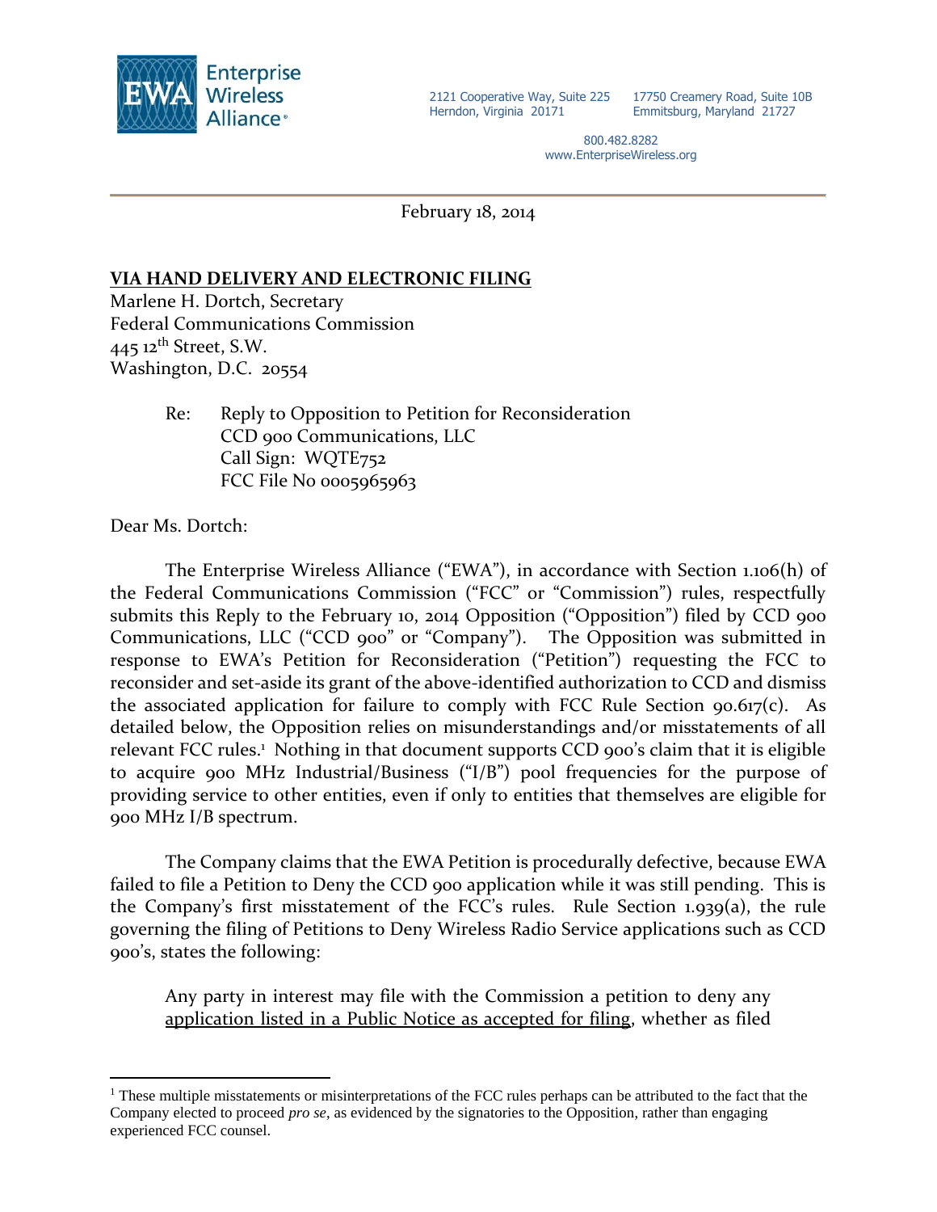Enterprise Wireless Alliance

2121 Cooperative Way, Suite 225
Herndon, Virginia 20171

17750 Creamery Road, Suite 10B
Emmitsburg, Maryland 21727

800.482.8282
www.EnterpriseWireless.org

February 18, 2014

**VIA HAND DELIVERY AND ELECTRONIC FILING**

Marlene H. Dortch, Secretary
Federal Communications Commission
445 12th Street, S.W.
Washington, D.C. 20554

Re: Reply to Opposition to Petition for Reconsideration
CCD 900 Communications, LLC
Call Sign: WQTE752
FCC File No 0005965963

Dear Ms. Dortch:

The Enterprise Wireless Alliance ("EWA"), in accordance with Section 1.106(h) of the Federal Communications Commission ("FCC" or "Commission") rules, respectfully submits this Reply to the February 10, 2014 Opposition ("Opposition") filed by CCD 900 Communications, LLC ("CCD 900" or "Company"). The Opposition was submitted in response to EWA's Petition for Reconsideration ("Petition") requesting the FCC to reconsider and set-aside its grant of the above-identified authorization to CCD and dismiss the associated application for failure to comply with FCC Rule Section 90.617(c). As detailed below, the Opposition relies on misunderstandings and/or misstatements of all relevant FCC rules.[1] Nothing in that document supports CCD 900's claim that it is eligible to acquire 900 MHz Industrial/Business ("I/B") pool frequencies for the purpose of providing service to other entities, even if only to entities that themselves are eligible for 900 MHz I/B spectrum.

The Company claims that the EWA Petition is procedurally defective, because EWA failed to file a Petition to Deny the CCD 900 application while it was still pending. This is the Company's first misstatement of the FCC's rules. Rule Section 1.939(a), the rule governing the filing of Petitions to Deny Wireless Radio Service applications such as CCD 900's, states the following:

> Any party in interest may file with the Commission a petition to deny any <u>application listed in a Public Notice as accepted for filing</u>, whether as filed

[1] These multiple misstatements or misinterpretations of the FCC rules perhaps can be attributed to the fact that the Company elected to proceed *pro se*, as evidenced by the signatories to the Opposition, rather than engaging experienced FCC counsel.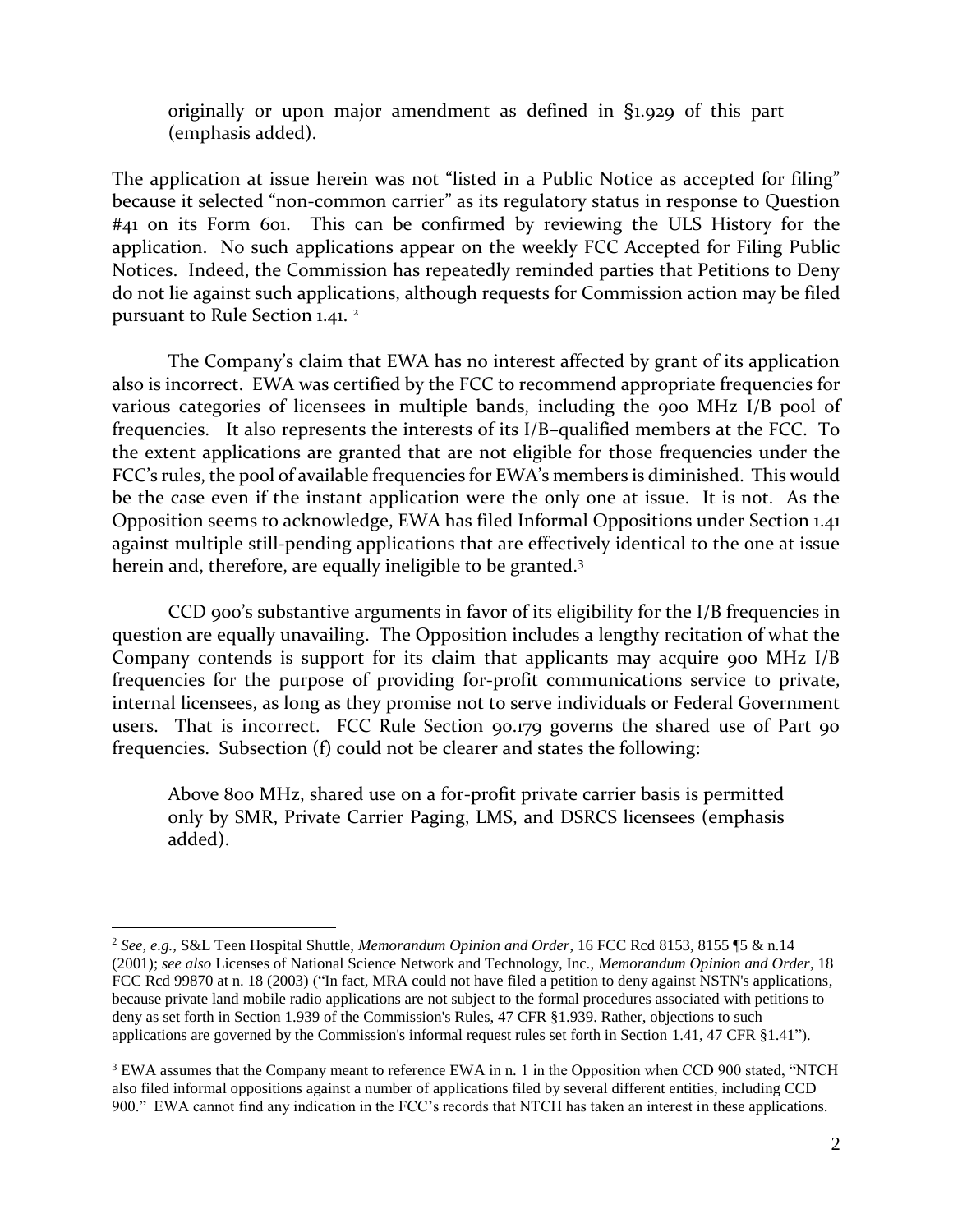originally or upon major amendment as defined in §1.929 of this part (emphasis added).

The application at issue herein was not "listed in a Public Notice as accepted for filing" because it selected "non-common carrier" as its regulatory status in response to Question #41 on its Form 601. This can be confirmed by reviewing the ULS History for the application. No such applications appear on the weekly FCC Accepted for Filing Public Notices. Indeed, the Commission has repeatedly reminded parties that Petitions to Deny do not lie against such applications, although requests for Commission action may be filed pursuant to Rule Section 1.41. [2]

The Company's claim that EWA has no interest affected by grant of its application also is incorrect. EWA was certified by the FCC to recommend appropriate frequencies for various categories of licensees in multiple bands, including the 900 MHz I/B pool of frequencies. It also represents the interests of its I/B–qualified members at the FCC. To the extent applications are granted that are not eligible for those frequencies under the FCC's rules, the pool of available frequencies for EWA's members is diminished. This would be the case even if the instant application were the only one at issue. It is not. As the Opposition seems to acknowledge, EWA has filed Informal Oppositions under Section 1.41 against multiple still-pending applications that are effectively identical to the one at issue herein and, therefore, are equally ineligible to be granted.[3]

CCD 900's substantive arguments in favor of its eligibility for the I/B frequencies in question are equally unavailing. The Opposition includes a lengthy recitation of what the Company contends is support for its claim that applicants may acquire 900 MHz I/B frequencies for the purpose of providing for-profit communications service to private, internal licensees, as long as they promise not to serve individuals or Federal Government users. That is incorrect. FCC Rule Section 90.179 governs the shared use of Part 90 frequencies. Subsection (f) could not be clearer and states the following:

> Above 800 MHz, shared use on a for-profit private carrier basis is permitted only by SMR, Private Carrier Paging, LMS, and DSRCS licensees (emphasis added).

---

[2] *See, e.g.,* S&L Teen Hospital Shuttle, *Memorandum Opinion and Order*, 16 FCC Rcd 8153, 8155 ¶5 & n.14 (2001); *see also* Licenses of National Science Network and Technology, Inc., *Memorandum Opinion and Order*, 18 FCC Rcd 99870 at n. 18 (2003) ("In fact, MRA could not have filed a petition to deny against NSTN's applications, because private land mobile radio applications are not subject to the formal procedures associated with petitions to deny as set forth in Section 1.939 of the Commission's Rules, 47 CFR §1.939. Rather, objections to such applications are governed by the Commission's informal request rules set forth in Section 1.41, 47 CFR §1.41").

[3] EWA assumes that the Company meant to reference EWA in n. 1 in the Opposition when CCD 900 stated, "NTCH also filed informal oppositions against a number of applications filed by several different entities, including CCD 900." EWA cannot find any indication in the FCC's records that NTCH has taken an interest in these applications.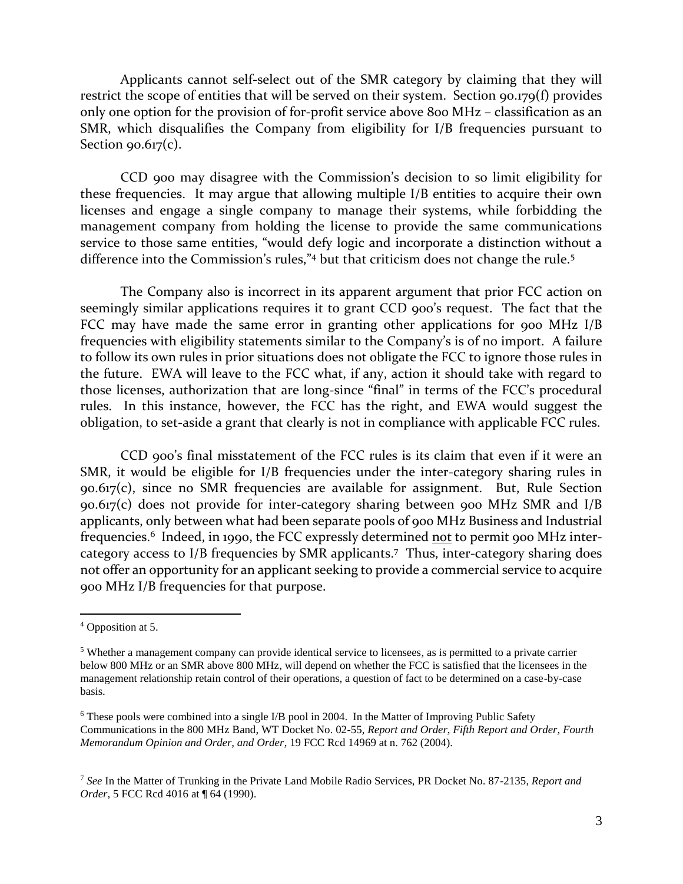Applicants cannot self-select out of the SMR category by claiming that they will restrict the scope of entities that will be served on their system. Section 90.179(f) provides only one option for the provision of for-profit service above 800 MHz – classification as an SMR, which disqualifies the Company from eligibility for I/B frequencies pursuant to Section 90.617(c).

CCD 900 may disagree with the Commission's decision to so limit eligibility for these frequencies. It may argue that allowing multiple I/B entities to acquire their own licenses and engage a single company to manage their systems, while forbidding the management company from holding the license to provide the same communications service to those same entities, "would defy logic and incorporate a distinction without a difference into the Commission's rules,"[4] but that criticism does not change the rule.[5]

The Company also is incorrect in its apparent argument that prior FCC action on seemingly similar applications requires it to grant CCD 900's request. The fact that the FCC may have made the same error in granting other applications for 900 MHz I/B frequencies with eligibility statements similar to the Company's is of no import. A failure to follow its own rules in prior situations does not obligate the FCC to ignore those rules in the future. EWA will leave to the FCC what, if any, action it should take with regard to those licenses, authorization that are long-since "final" in terms of the FCC's procedural rules. In this instance, however, the FCC has the right, and EWA would suggest the obligation, to set-aside a grant that clearly is not in compliance with applicable FCC rules.

CCD 900's final misstatement of the FCC rules is its claim that even if it were an SMR, it would be eligible for I/B frequencies under the inter-category sharing rules in 90.617(c), since no SMR frequencies are available for assignment. But, Rule Section 90.617(c) does not provide for inter-category sharing between 900 MHz SMR and I/B applicants, only between what had been separate pools of 900 MHz Business and Industrial frequencies.[6] Indeed, in 1990, the FCC expressly determined not to permit 900 MHz inter-category access to I/B frequencies by SMR applicants.[7] Thus, inter-category sharing does not offer an opportunity for an applicant seeking to provide a commercial service to acquire 900 MHz I/B frequencies for that purpose.

---

[4] Opposition at 5.

[5] Whether a management company can provide identical service to licensees, as is permitted to a private carrier below 800 MHz or an SMR above 800 MHz, will depend on whether the FCC is satisfied that the licensees in the management relationship retain control of their operations, a question of fact to be determined on a case-by-case basis.

[6] These pools were combined into a single I/B pool in 2004. In the Matter of Improving Public Safety Communications in the 800 MHz Band, WT Docket No. 02-55, *Report and Order, Fifth Report and Order, Fourth Memorandum Opinion and Order, and Order*, 19 FCC Rcd 14969 at n. 762 (2004).

[7] *See* In the Matter of Trunking in the Private Land Mobile Radio Services, PR Docket No. 87-2135, *Report and Order*, 5 FCC Rcd 4016 at ¶ 64 (1990).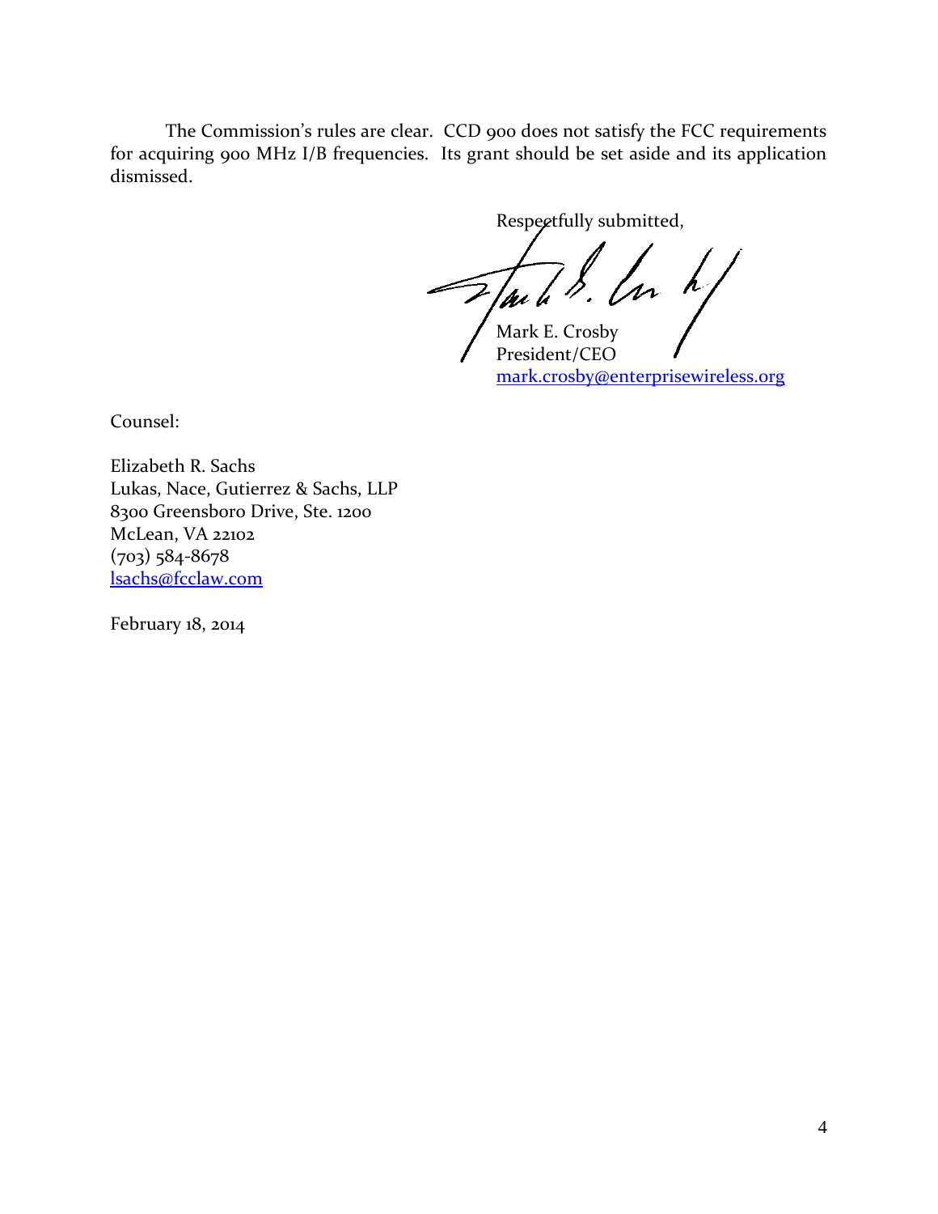The Commission's rules are clear. CCD 900 does not satisfy the FCC requirements for acquiring 900 MHz I/B frequencies. Its grant should be set aside and its application dismissed.

Respectfully submitted,

Mark E. Crosby
President/CEO
mark.crosby@enterprisewireless.org

Counsel:

Elizabeth R. Sachs
Lukas, Nace, Gutierrez & Sachs, LLP
8300 Greensboro Drive, Ste. 1200
McLean, VA 22102
(703) 584-8678
lsachs@fcclaw.com

February 18, 2014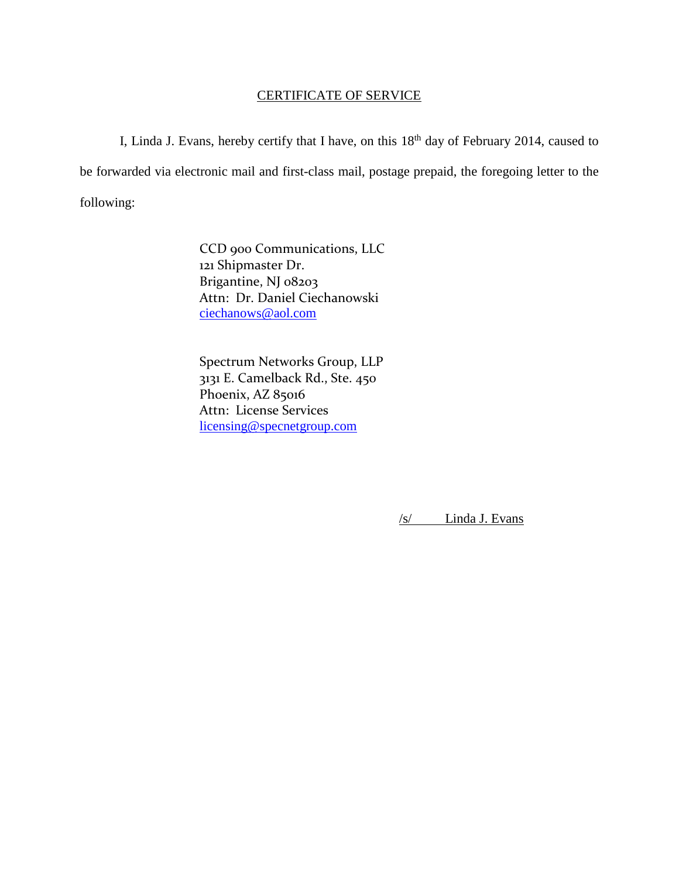CERTIFICATE OF SERVICE

I, Linda J. Evans, hereby certify that I have, on this 18th day of February 2014, caused to be forwarded via electronic mail and first-class mail, postage prepaid, the foregoing letter to the following:

CCD 900 Communications, LLC
121 Shipmaster Dr.
Brigantine, NJ 08203
Attn: Dr. Daniel Ciechanowski
ciechanows@aol.com

Spectrum Networks Group, LLP
3131 E. Camelback Rd., Ste. 450
Phoenix, AZ 85016
Attn: License Services
licensing@specnetgroup.com

/s/ Linda J. Evans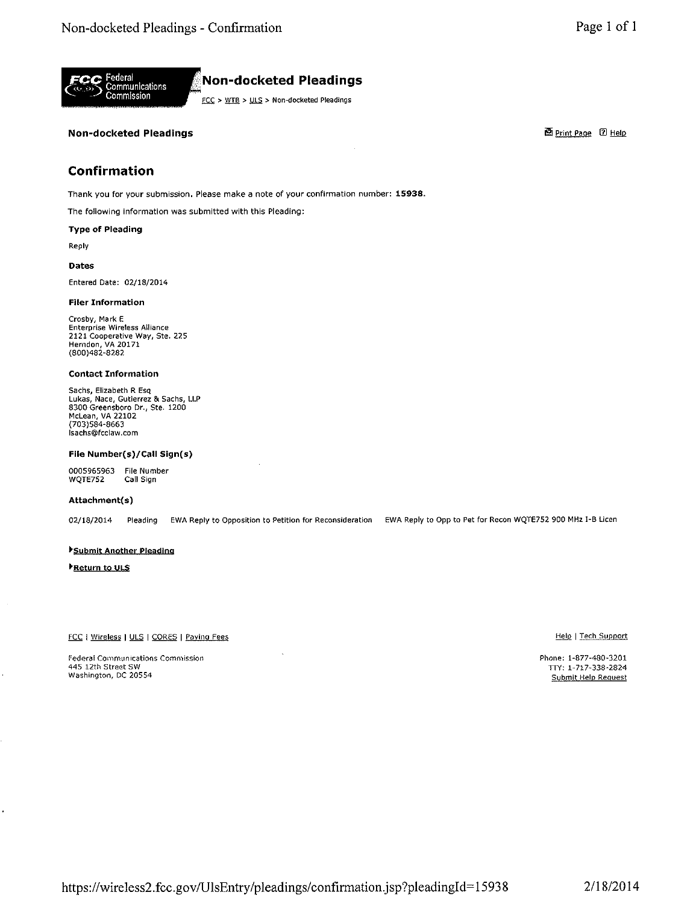# Non-docketed Pleadings

FCC > WTB > ULS > Non-docketed Pleadings

## Non-docketed Pleadings

Print Page | Help

## Confirmation

Thank you for your submission. Please make a note of your confirmation number: **15938**.

The following information was submitted with this Pleading:

### Type of Pleading

Reply

### Dates

Entered Date: 02/18/2014

### Filer Information

Crosby, Mark E  
Enterprise Wireless Alliance  
2121 Cooperative Way, Ste. 225  
Herndon, VA 20171  
(800)482-8282

### Contact Information

Sachs, Elizabeth R Esq  
Lukas, Nace, Gutierrez & Sachs, LLP  
8300 Greensboro Dr., Ste. 1200  
McLean, VA 22102  
(703)584-8663  
lsachs@fcclaw.com

### File Number(s)/Call Sign(s)

| | |
|---|---|
| 0005965963 | File Number |
| WQTE752 | Call Sign |

### Attachment(s)

| | | | |
|---|---|---|---|
| 02/18/2014 | Pleading | EWA Reply to Opposition to Petition for Reconsideration | EWA Reply to Opp to Pet for Recon WQTE752 900 MHz I-B Licen |

▸Submit Another Pleading

▸Return to ULS

FCC | Wireless | ULS | CORES | Paying Fees

Federal Communications Commission  
445 12th Street SW  
Washington, DC 20554

Help | Tech Support

Phone: 1-877-480-3201  
TTY: 1-717-338-2824  
Submit Help Request

https://wireless2.fcc.gov/UlsEntry/pleadings/confirmation.jsp?pleadingId=15938 2/18/2014